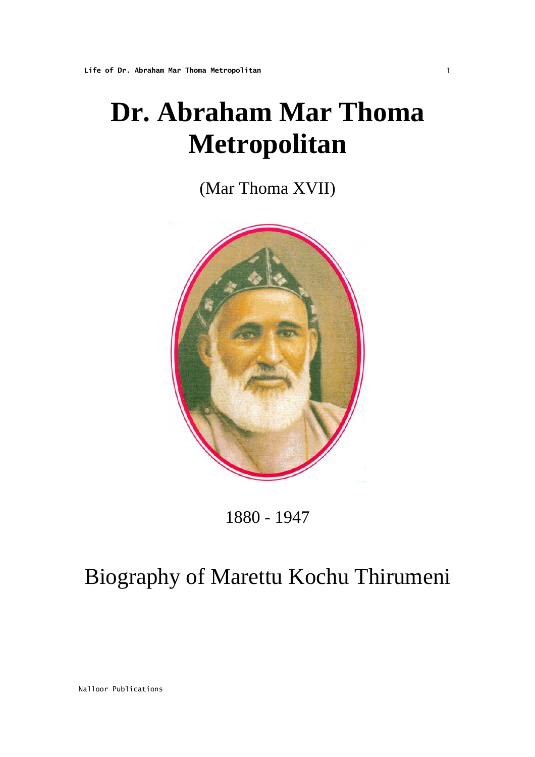# Dr. Abraham Mar Thoma Metropolitan

(Mar Thoma XVII)

1880 - 1947

## Biography of Marettu Kochu Thirumeni

Nalloor Publications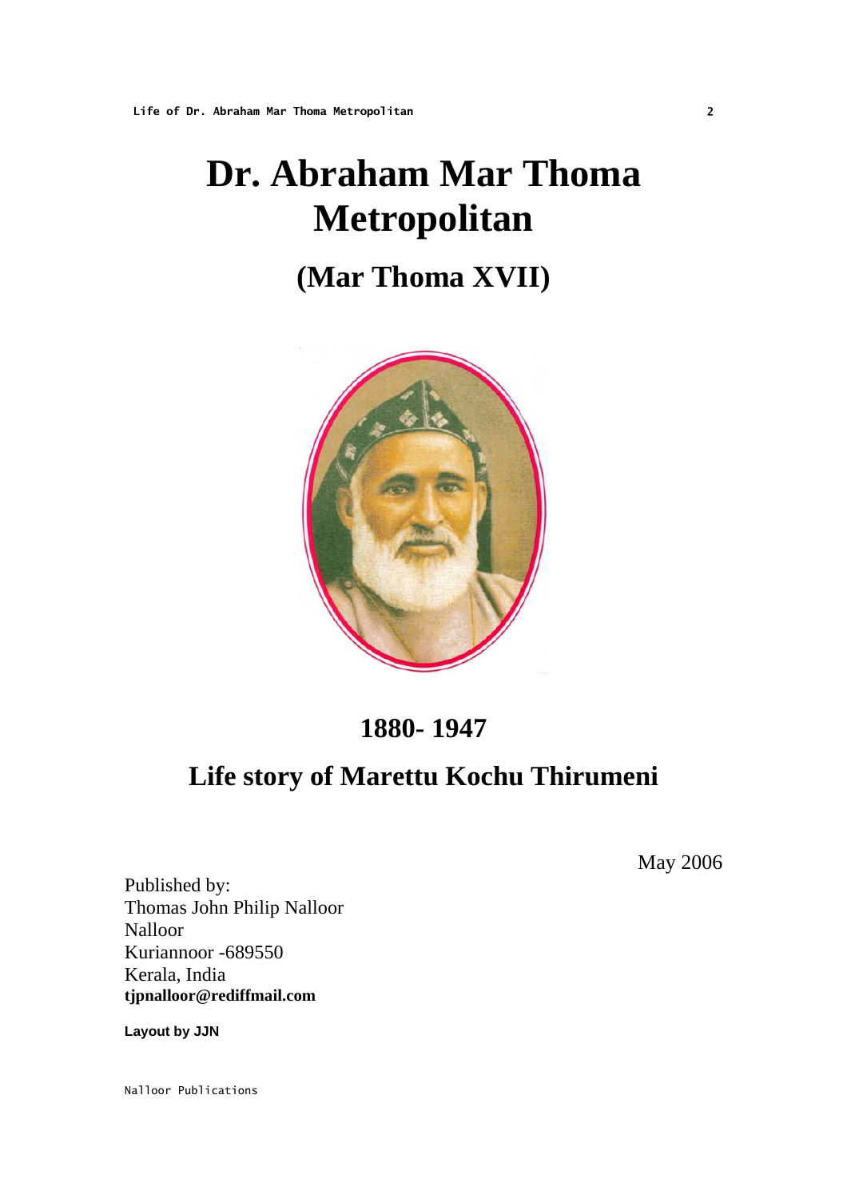# Dr. Abraham Mar Thoma Metropolitan

## (Mar Thoma XVII)

## 1880- 1947

## Life story of Marettu Kochu Thirumeni

May 2006

Published by:
Thomas John Philip Nalloor
Nalloor
Kuriannoor -689550
Kerala, India
**tjpnalloor@rediffmail.com**

**Layout by JJN**

Nalloor Publications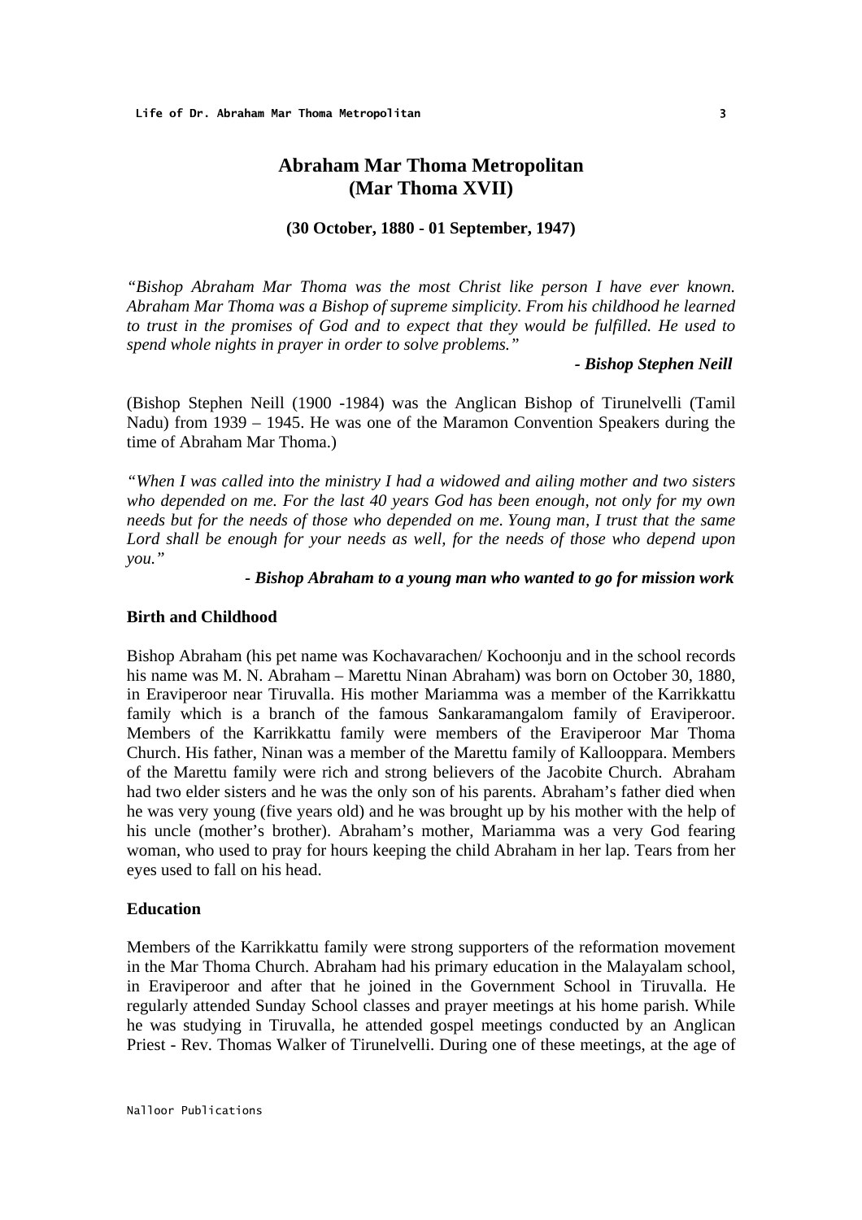# Abraham Mar Thoma Metropolitan
# (Mar Thoma XVII)

**(30 October, 1880 - 01 September, 1947)**

*"Bishop Abraham Mar Thoma was the most Christ like person I have ever known. Abraham Mar Thoma was a Bishop of supreme simplicity. From his childhood he learned to trust in the promises of God and to expect that they would be fulfilled. He used to spend whole nights in prayer in order to solve problems."*

***- Bishop Stephen Neill***

(Bishop Stephen Neill (1900 -1984) was the Anglican Bishop of Tirunelvelli (Tamil Nadu) from 1939 – 1945. He was one of the Maramon Convention Speakers during the time of Abraham Mar Thoma.)

*"When I was called into the ministry I had a widowed and ailing mother and two sisters who depended on me. For the last 40 years God has been enough, not only for my own needs but for the needs of those who depended on me. Young man, I trust that the same Lord shall be enough for your needs as well, for the needs of those who depend upon you."*

***- Bishop Abraham to a young man who wanted to go for mission work***

## Birth and Childhood

Bishop Abraham (his pet name was Kochavarachen/ Kochoonju and in the school records his name was M. N. Abraham – Marettu Ninan Abraham) was born on October 30, 1880, in Eraviperoor near Tiruvalla. His mother Mariamma was a member of the Karrikkattu family which is a branch of the famous Sankaramangalom family of Eraviperoor. Members of the Karrikkattu family were members of the Eraviperoor Mar Thoma Church. His father, Ninan was a member of the Marettu family of Kallooppara. Members of the Marettu family were rich and strong believers of the Jacobite Church. Abraham had two elder sisters and he was the only son of his parents. Abraham's father died when he was very young (five years old) and he was brought up by his mother with the help of his uncle (mother's brother). Abraham's mother, Mariamma was a very God fearing woman, who used to pray for hours keeping the child Abraham in her lap. Tears from her eyes used to fall on his head.

## Education

Members of the Karrikkattu family were strong supporters of the reformation movement in the Mar Thoma Church. Abraham had his primary education in the Malayalam school, in Eraviperoor and after that he joined in the Government School in Tiruvalla. He regularly attended Sunday School classes and prayer meetings at his home parish. While he was studying in Tiruvalla, he attended gospel meetings conducted by an Anglican Priest - Rev. Thomas Walker of Tirunelvelli. During one of these meetings, at the age of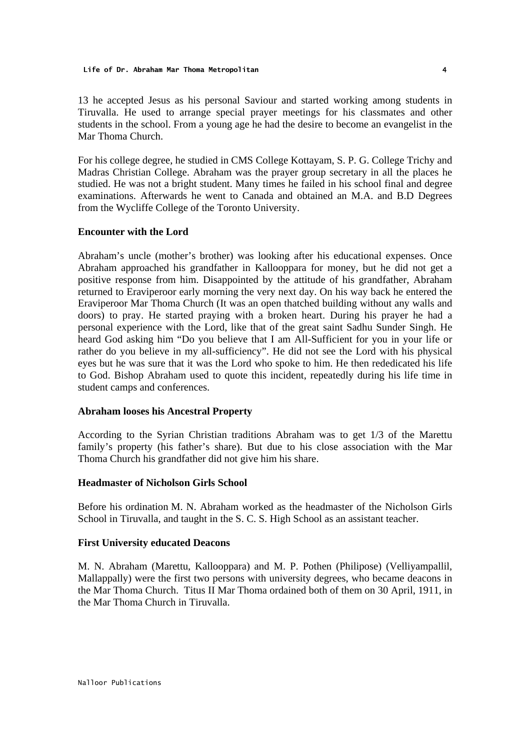13 he accepted Jesus as his personal Saviour and started working among students in Tiruvalla. He used to arrange special prayer meetings for his classmates and other students in the school. From a young age he had the desire to become an evangelist in the Mar Thoma Church.

For his college degree, he studied in CMS College Kottayam, S. P. G. College Trichy and Madras Christian College. Abraham was the prayer group secretary in all the places he studied. He was not a bright student. Many times he failed in his school final and degree examinations. Afterwards he went to Canada and obtained an M.A. and B.D Degrees from the Wycliffe College of the Toronto University.

### Encounter with the Lord

Abraham's uncle (mother's brother) was looking after his educational expenses. Once Abraham approached his grandfather in Kallooppara for money, but he did not get a positive response from him. Disappointed by the attitude of his grandfather, Abraham returned to Eraviperoor early morning the very next day. On his way back he entered the Eraviperoor Mar Thoma Church (It was an open thatched building without any walls and doors) to pray. He started praying with a broken heart. During his prayer he had a personal experience with the Lord, like that of the great saint Sadhu Sunder Singh. He heard God asking him "Do you believe that I am All-Sufficient for you in your life or rather do you believe in my all-sufficiency". He did not see the Lord with his physical eyes but he was sure that it was the Lord who spoke to him. He then rededicated his life to God. Bishop Abraham used to quote this incident, repeatedly during his life time in student camps and conferences.

### Abraham looses his Ancestral Property

According to the Syrian Christian traditions Abraham was to get 1/3 of the Marettu family's property (his father's share). But due to his close association with the Mar Thoma Church his grandfather did not give him his share.

### Headmaster of Nicholson Girls School

Before his ordination M. N. Abraham worked as the headmaster of the Nicholson Girls School in Tiruvalla, and taught in the S. C. S. High School as an assistant teacher.

### First University educated Deacons

M. N. Abraham (Marettu, Kallooppara) and M. P. Pothen (Philipose) (Velliyampallil, Mallappally) were the first two persons with university degrees, who became deacons in the Mar Thoma Church. Titus II Mar Thoma ordained both of them on 30 April, 1911, in the Mar Thoma Church in Tiruvalla.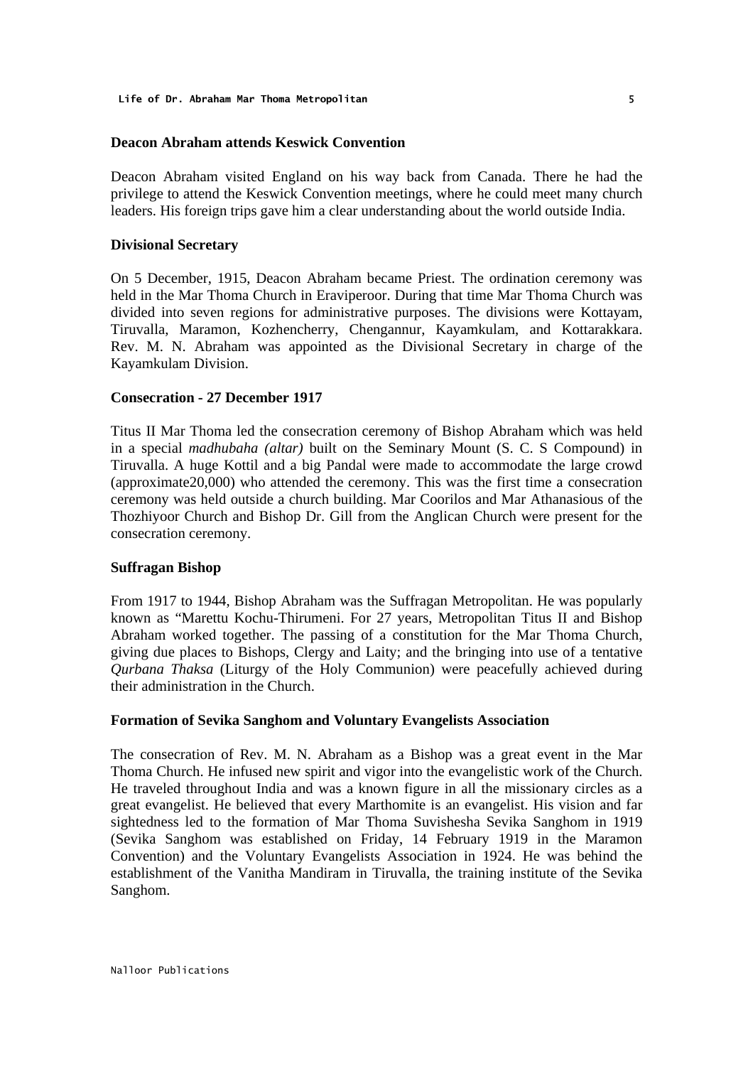### Deacon Abraham attends Keswick Convention

Deacon Abraham visited England on his way back from Canada. There he had the privilege to attend the Keswick Convention meetings, where he could meet many church leaders. His foreign trips gave him a clear understanding about the world outside India.

### Divisional Secretary

On 5 December, 1915, Deacon Abraham became Priest. The ordination ceremony was held in the Mar Thoma Church in Eraviperoor. During that time Mar Thoma Church was divided into seven regions for administrative purposes. The divisions were Kottayam, Tiruvalla, Maramon, Kozhencherry, Chengannur, Kayamkulam, and Kottarakkara. Rev. M. N. Abraham was appointed as the Divisional Secretary in charge of the Kayamkulam Division.

### Consecration - 27 December 1917

Titus II Mar Thoma led the consecration ceremony of Bishop Abraham which was held in a special *madhubaha (altar)* built on the Seminary Mount (S. C. S Compound) in Tiruvalla. A huge Kottil and a big Pandal were made to accommodate the large crowd (approximate20,000) who attended the ceremony. This was the first time a consecration ceremony was held outside a church building. Mar Coorilos and Mar Athanasious of the Thozhiyoor Church and Bishop Dr. Gill from the Anglican Church were present for the consecration ceremony.

### Suffragan Bishop

From 1917 to 1944, Bishop Abraham was the Suffragan Metropolitan. He was popularly known as "Marettu Kochu-Thirumeni. For 27 years, Metropolitan Titus II and Bishop Abraham worked together. The passing of a constitution for the Mar Thoma Church, giving due places to Bishops, Clergy and Laity; and the bringing into use of a tentative *Qurbana Thaksa* (Liturgy of the Holy Communion) were peacefully achieved during their administration in the Church.

### Formation of Sevika Sanghom and Voluntary Evangelists Association

The consecration of Rev. M. N. Abraham as a Bishop was a great event in the Mar Thoma Church. He infused new spirit and vigor into the evangelistic work of the Church. He traveled throughout India and was a known figure in all the missionary circles as a great evangelist. He believed that every Marthomite is an evangelist. His vision and far sightedness led to the formation of Mar Thoma Suvishesha Sevika Sanghom in 1919 (Sevika Sanghom was established on Friday, 14 February 1919 in the Maramon Convention) and the Voluntary Evangelists Association in 1924. He was behind the establishment of the Vanitha Mandiram in Tiruvalla, the training institute of the Sevika Sanghom.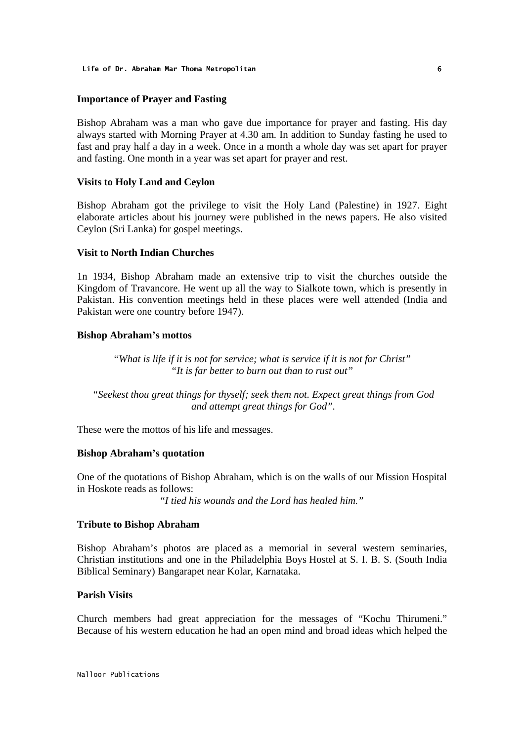## Importance of Prayer and Fasting

Bishop Abraham was a man who gave due importance for prayer and fasting. His day always started with Morning Prayer at 4.30 am. In addition to Sunday fasting he used to fast and pray half a day in a week. Once in a month a whole day was set apart for prayer and fasting. One month in a year was set apart for prayer and rest.

## Visits to Holy Land and Ceylon

Bishop Abraham got the privilege to visit the Holy Land (Palestine) in 1927. Eight elaborate articles about his journey were published in the news papers. He also visited Ceylon (Sri Lanka) for gospel meetings.

## Visit to North Indian Churches

1n 1934, Bishop Abraham made an extensive trip to visit the churches outside the Kingdom of Travancore. He went up all the way to Sialkote town, which is presently in Pakistan. His convention meetings held in these places were well attended (India and Pakistan were one country before 1947).

## Bishop Abraham's mottos

*"What is life if it is not for service; what is service if it is not for Christ"*
*"It is far better to burn out than to rust out"*

*"Seekest thou great things for thyself; seek them not. Expect great things from God and attempt great things for God".*

These were the mottos of his life and messages.

## Bishop Abraham's quotation

One of the quotations of Bishop Abraham, which is on the walls of our Mission Hospital in Hoskote reads as follows:

*"I tied his wounds and the Lord has healed him."*

## Tribute to Bishop Abraham

Bishop Abraham's photos are placed as a memorial in several western seminaries, Christian institutions and one in the Philadelphia Boys Hostel at S. I. B. S. (South India Biblical Seminary) Bangarapet near Kolar, Karnataka.

## Parish Visits

Church members had great appreciation for the messages of "Kochu Thirumeni." Because of his western education he had an open mind and broad ideas which helped the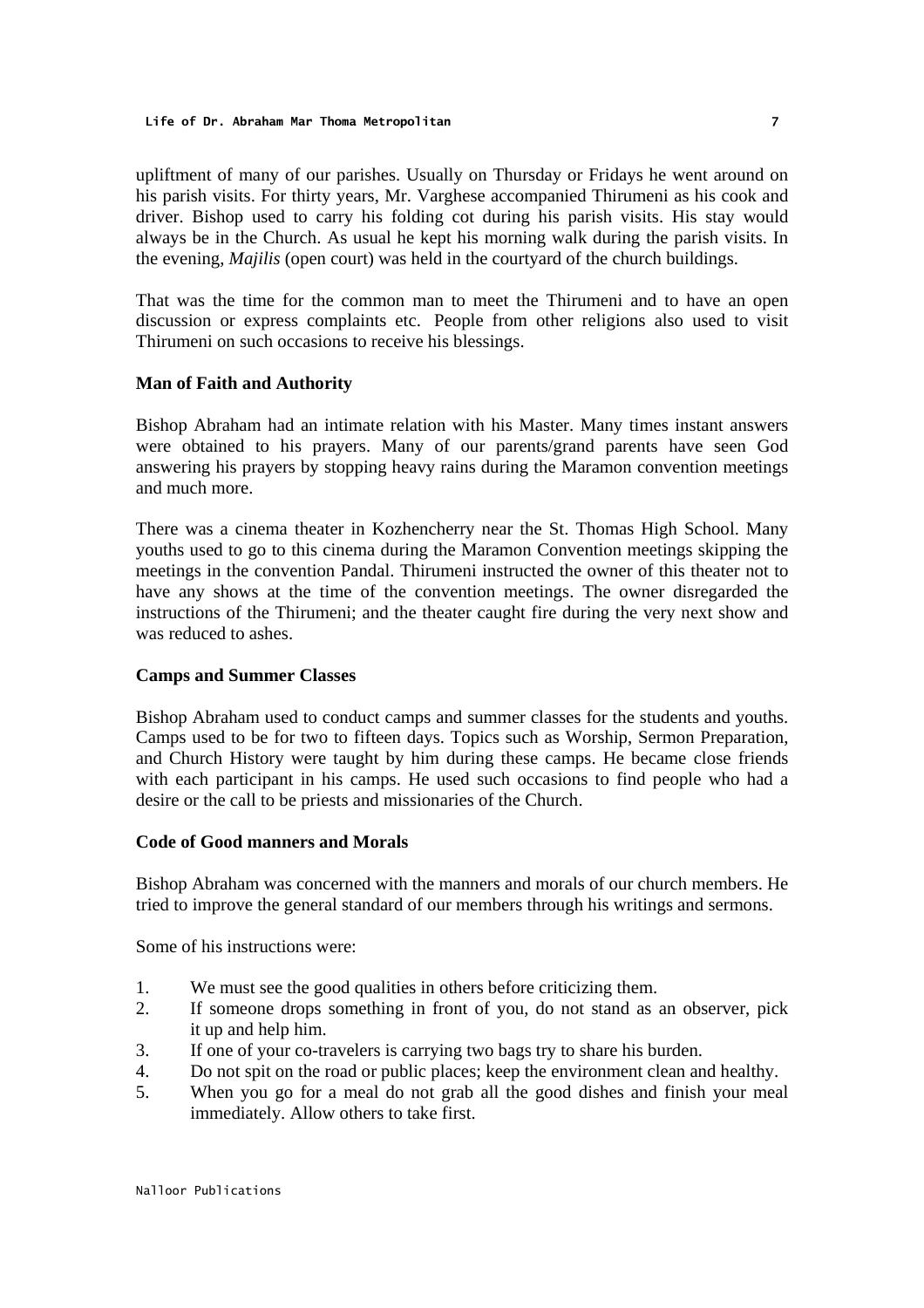upliftment of many of our parishes. Usually on Thursday or Fridays he went around on his parish visits. For thirty years, Mr. Varghese accompanied Thirumeni as his cook and driver. Bishop used to carry his folding cot during his parish visits. His stay would always be in the Church. As usual he kept his morning walk during the parish visits. In the evening, *Majilis* (open court) was held in the courtyard of the church buildings.

That was the time for the common man to meet the Thirumeni and to have an open discussion or express complaints etc. People from other religions also used to visit Thirumeni on such occasions to receive his blessings.

**Man of Faith and Authority**

Bishop Abraham had an intimate relation with his Master. Many times instant answers were obtained to his prayers. Many of our parents/grand parents have seen God answering his prayers by stopping heavy rains during the Maramon convention meetings and much more.

There was a cinema theater in Kozhencherry near the St. Thomas High School. Many youths used to go to this cinema during the Maramon Convention meetings skipping the meetings in the convention Pandal. Thirumeni instructed the owner of this theater not to have any shows at the time of the convention meetings. The owner disregarded the instructions of the Thirumeni; and the theater caught fire during the very next show and was reduced to ashes.

**Camps and Summer Classes**

Bishop Abraham used to conduct camps and summer classes for the students and youths. Camps used to be for two to fifteen days. Topics such as Worship, Sermon Preparation, and Church History were taught by him during these camps. He became close friends with each participant in his camps. He used such occasions to find people who had a desire or the call to be priests and missionaries of the Church.

**Code of Good manners and Morals**

Bishop Abraham was concerned with the manners and morals of our church members. He tried to improve the general standard of our members through his writings and sermons.

Some of his instructions were:

1. We must see the good qualities in others before criticizing them.
2. If someone drops something in front of you, do not stand as an observer, pick it up and help him.
3. If one of your co-travelers is carrying two bags try to share his burden.
4. Do not spit on the road or public places; keep the environment clean and healthy.
5. When you go for a meal do not grab all the good dishes and finish your meal immediately. Allow others to take first.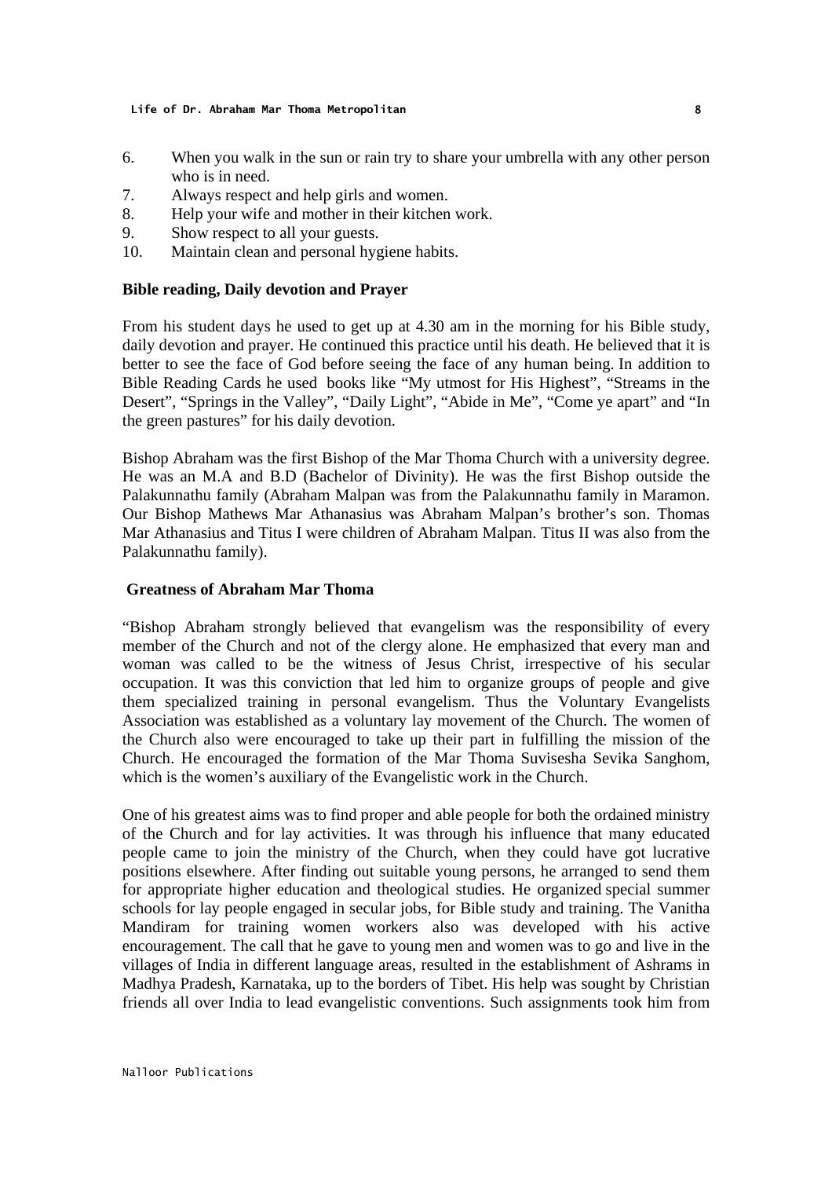6. When you walk in the sun or rain try to share your umbrella with any other person who is in need.
7. Always respect and help girls and women.
8. Help your wife and mother in their kitchen work.
9. Show respect to all your guests.
10. Maintain clean and personal hygiene habits.

**Bible reading, Daily devotion and Prayer**

From his student days he used to get up at 4.30 am in the morning for his Bible study, daily devotion and prayer. He continued this practice until his death. He believed that it is better to see the face of God before seeing the face of any human being. In addition to Bible Reading Cards he used books like "My utmost for His Highest", "Streams in the Desert", "Springs in the Valley", "Daily Light", "Abide in Me", "Come ye apart" and "In the green pastures" for his daily devotion.

Bishop Abraham was the first Bishop of the Mar Thoma Church with a university degree. He was an M.A and B.D (Bachelor of Divinity). He was the first Bishop outside the Palakunnathu family (Abraham Malpan was from the Palakunnathu family in Maramon. Our Bishop Mathews Mar Athanasius was Abraham Malpan's brother's son. Thomas Mar Athanasius and Titus I were children of Abraham Malpan. Titus II was also from the Palakunnathu family).

**Greatness of Abraham Mar Thoma**

"Bishop Abraham strongly believed that evangelism was the responsibility of every member of the Church and not of the clergy alone. He emphasized that every man and woman was called to be the witness of Jesus Christ, irrespective of his secular occupation. It was this conviction that led him to organize groups of people and give them specialized training in personal evangelism. Thus the Voluntary Evangelists Association was established as a voluntary lay movement of the Church. The women of the Church also were encouraged to take up their part in fulfilling the mission of the Church. He encouraged the formation of the Mar Thoma Suvisesha Sevika Sanghom, which is the women's auxiliary of the Evangelistic work in the Church.

One of his greatest aims was to find proper and able people for both the ordained ministry of the Church and for lay activities. It was through his influence that many educated people came to join the ministry of the Church, when they could have got lucrative positions elsewhere. After finding out suitable young persons, he arranged to send them for appropriate higher education and theological studies. He organized special summer schools for lay people engaged in secular jobs, for Bible study and training. The Vanitha Mandiram for training women workers also was developed with his active encouragement. The call that he gave to young men and women was to go and live in the villages of India in different language areas, resulted in the establishment of Ashrams in Madhya Pradesh, Karnataka, up to the borders of Tibet. His help was sought by Christian friends all over India to lead evangelistic conventions. Such assignments took him from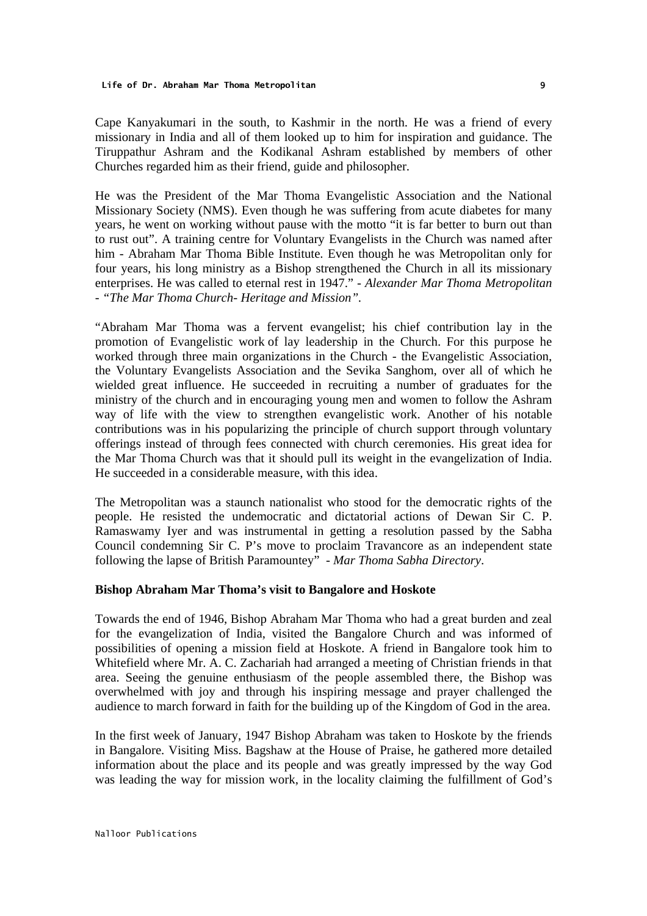Cape Kanyakumari in the south, to Kashmir in the north. He was a friend of every missionary in India and all of them looked up to him for inspiration and guidance. The Tiruppathur Ashram and the Kodikanal Ashram established by members of other Churches regarded him as their friend, guide and philosopher.

He was the President of the Mar Thoma Evangelistic Association and the National Missionary Society (NMS). Even though he was suffering from acute diabetes for many years, he went on working without pause with the motto "it is far better to burn out than to rust out". A training centre for Voluntary Evangelists in the Church was named after him - Abraham Mar Thoma Bible Institute. Even though he was Metropolitan only for four years, his long ministry as a Bishop strengthened the Church in all its missionary enterprises. He was called to eternal rest in 1947." - *Alexander Mar Thoma Metropolitan - "The Mar Thoma Church- Heritage and Mission".*

"Abraham Mar Thoma was a fervent evangelist; his chief contribution lay in the promotion of Evangelistic work of lay leadership in the Church. For this purpose he worked through three main organizations in the Church - the Evangelistic Association, the Voluntary Evangelists Association and the Sevika Sanghom, over all of which he wielded great influence. He succeeded in recruiting a number of graduates for the ministry of the church and in encouraging young men and women to follow the Ashram way of life with the view to strengthen evangelistic work. Another of his notable contributions was in his popularizing the principle of church support through voluntary offerings instead of through fees connected with church ceremonies. His great idea for the Mar Thoma Church was that it should pull its weight in the evangelization of India. He succeeded in a considerable measure, with this idea.

The Metropolitan was a staunch nationalist who stood for the democratic rights of the people. He resisted the undemocratic and dictatorial actions of Dewan Sir C. P. Ramaswamy Iyer and was instrumental in getting a resolution passed by the Sabha Council condemning Sir C. P's move to proclaim Travancore as an independent state following the lapse of British Paramountey" - *Mar Thoma Sabha Directory*.

**Bishop Abraham Mar Thoma's visit to Bangalore and Hoskote**

Towards the end of 1946, Bishop Abraham Mar Thoma who had a great burden and zeal for the evangelization of India, visited the Bangalore Church and was informed of possibilities of opening a mission field at Hoskote. A friend in Bangalore took him to Whitefield where Mr. A. C. Zachariah had arranged a meeting of Christian friends in that area. Seeing the genuine enthusiasm of the people assembled there, the Bishop was overwhelmed with joy and through his inspiring message and prayer challenged the audience to march forward in faith for the building up of the Kingdom of God in the area.

In the first week of January, 1947 Bishop Abraham was taken to Hoskote by the friends in Bangalore. Visiting Miss. Bagshaw at the House of Praise, he gathered more detailed information about the place and its people and was greatly impressed by the way God was leading the way for mission work, in the locality claiming the fulfillment of God's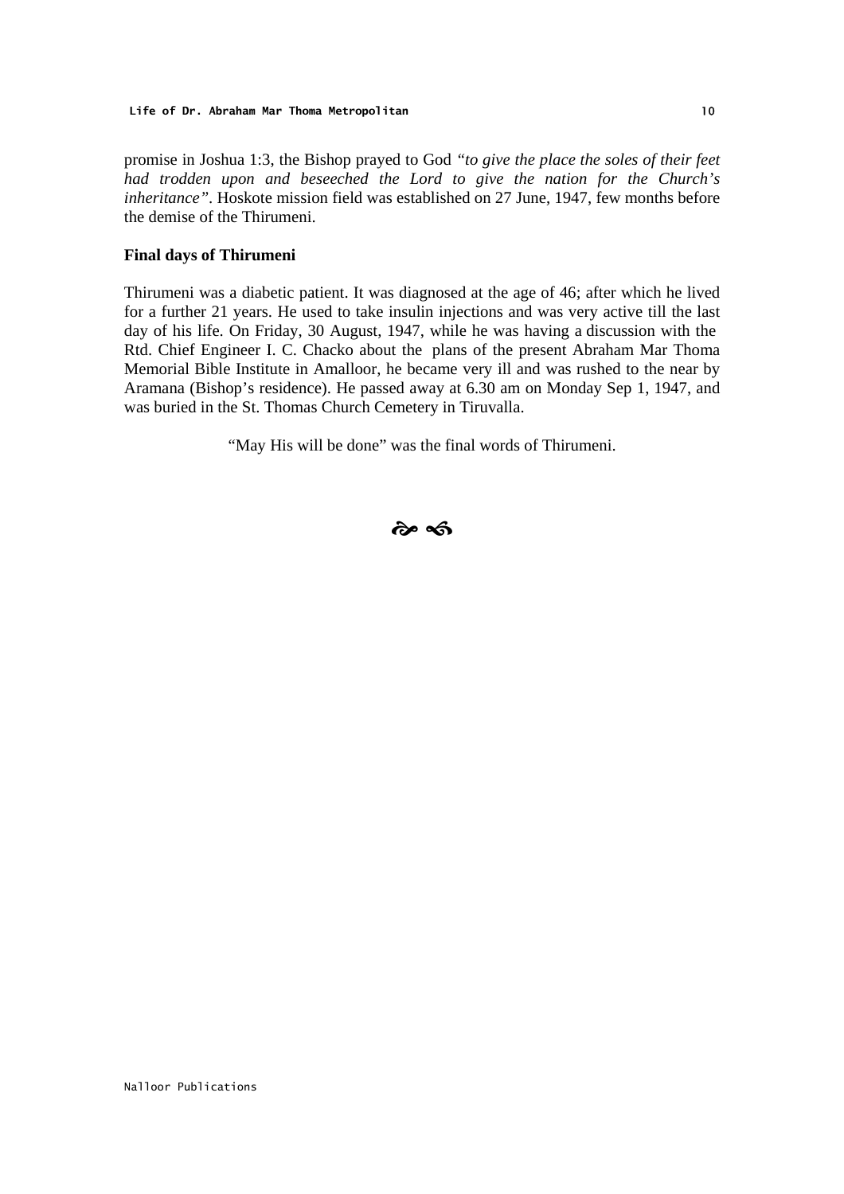promise in Joshua 1:3, the Bishop prayed to God *"to give the place the soles of their feet had trodden upon and beseeched the Lord to give the nation for the Church's inheritance"*. Hoskote mission field was established on 27 June, 1947, few months before the demise of the Thirumeni.

**Final days of Thirumeni**

Thirumeni was a diabetic patient. It was diagnosed at the age of 46; after which he lived for a further 21 years. He used to take insulin injections and was very active till the last day of his life. On Friday, 30 August, 1947, while he was having a discussion with the Rtd. Chief Engineer I. C. Chacko about the plans of the present Abraham Mar Thoma Memorial Bible Institute in Amalloor, he became very ill and was rushed to the near by Aramana (Bishop's residence). He passed away at 6.30 am on Monday Sep 1, 1947, and was buried in the St. Thomas Church Cemetery in Tiruvalla.

"May His will be done" was the final words of Thirumeni.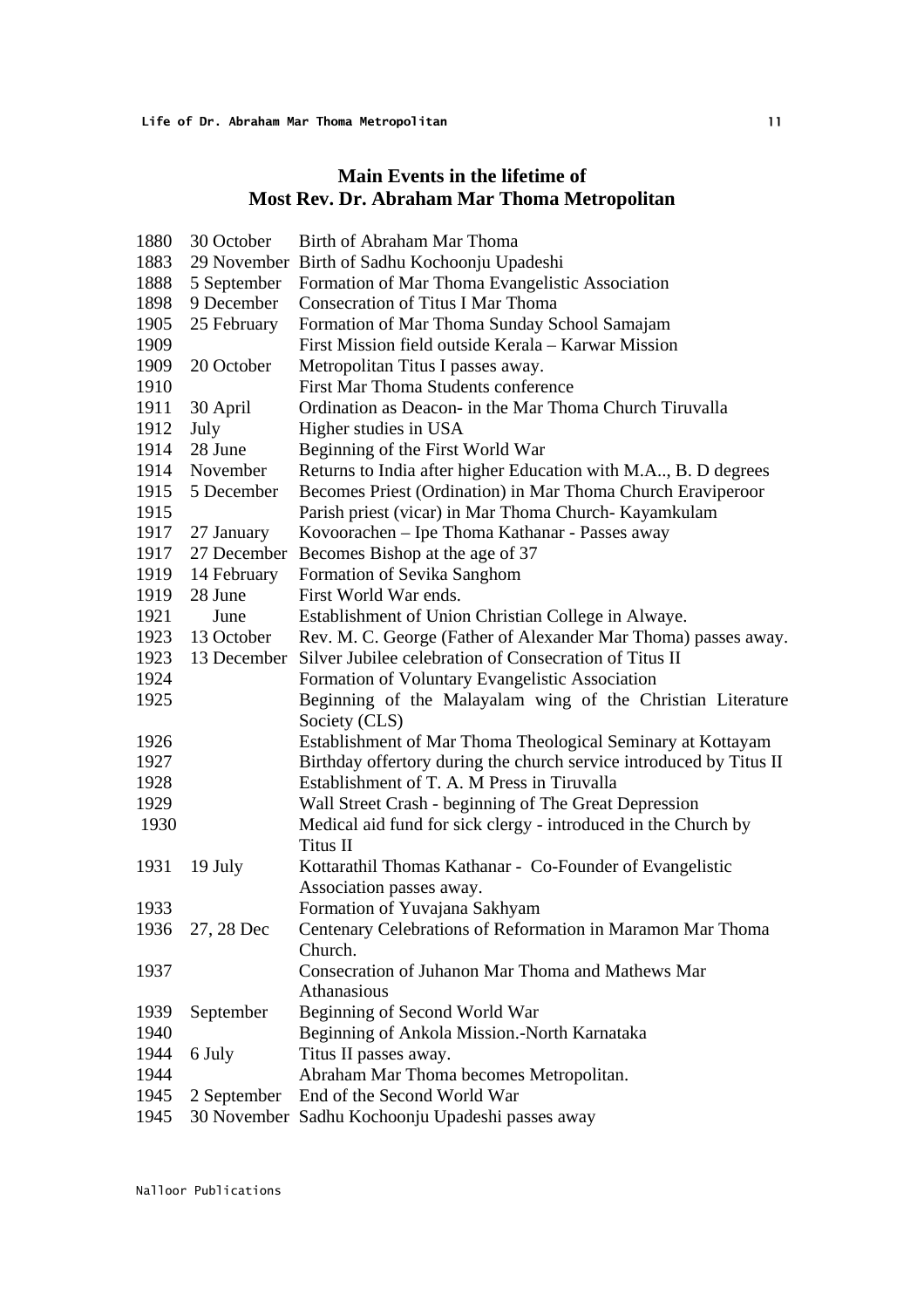## Main Events in the lifetime of Most Rev. Dr. Abraham Mar Thoma Metropolitan

| | | |
|---|---|---|
| 1880 | 30 October | Birth of Abraham Mar Thoma |
| 1883 | 29 November | Birth of Sadhu Kochoonju Upadeshi |
| 1888 | 5 September | Formation of Mar Thoma Evangelistic Association |
| 1898 | 9 December | Consecration of Titus I Mar Thoma |
| 1905 | 25 February | Formation of Mar Thoma Sunday School Samajam |
| 1909 | | First Mission field outside Kerala – Karwar Mission |
| 1909 | 20 October | Metropolitan Titus I passes away. |
| 1910 | | First Mar Thoma Students conference |
| 1911 | 30 April | Ordination as Deacon- in the Mar Thoma Church Tiruvalla |
| 1912 | July | Higher studies in USA |
| 1914 | 28 June | Beginning of the First World War |
| 1914 | November | Returns to India after higher Education with M.A.., B. D degrees |
| 1915 | 5 December | Becomes Priest (Ordination) in Mar Thoma Church Eraviperoor |
| 1915 | | Parish priest (vicar) in Mar Thoma Church- Kayamkulam |
| 1917 | 27 January | Kovoorachen – Ipe Thoma Kathanar - Passes away |
| 1917 | 27 December | Becomes Bishop at the age of 37 |
| 1919 | 14 February | Formation of Sevika Sanghom |
| 1919 | 28 June | First World War ends. |
| 1921 | June | Establishment of Union Christian College in Alwaye. |
| 1923 | 13 October | Rev. M. C. George (Father of Alexander Mar Thoma) passes away. |
| 1923 | 13 December | Silver Jubilee celebration of Consecration of Titus II |
| 1924 | | Formation of Voluntary Evangelistic Association |
| 1925 | | Beginning of the Malayalam wing of the Christian Literature Society (CLS) |
| 1926 | | Establishment of Mar Thoma Theological Seminary at Kottayam |
| 1927 | | Birthday offertory during the church service introduced by Titus II |
| 1928 | | Establishment of T. A. M Press in Tiruvalla |
| 1929 | | Wall Street Crash - beginning of The Great Depression |
| 1930 | | Medical aid fund for sick clergy - introduced in the Church by Titus II |
| 1931 | 19 July | Kottarathil Thomas Kathanar - Co-Founder of Evangelistic Association passes away. |
| 1933 | | Formation of Yuvajana Sakhyam |
| 1936 | 27, 28 Dec | Centenary Celebrations of Reformation in Maramon Mar Thoma Church. |
| 1937 | | Consecration of Juhanon Mar Thoma and Mathews Mar Athanasious |
| 1939 | September | Beginning of Second World War |
| 1940 | | Beginning of Ankola Mission.-North Karnataka |
| 1944 | 6 July | Titus II passes away. |
| 1944 | | Abraham Mar Thoma becomes Metropolitan. |
| 1945 | 2 September | End of the Second World War |
| 1945 | 30 November | Sadhu Kochoonju Upadeshi passes away |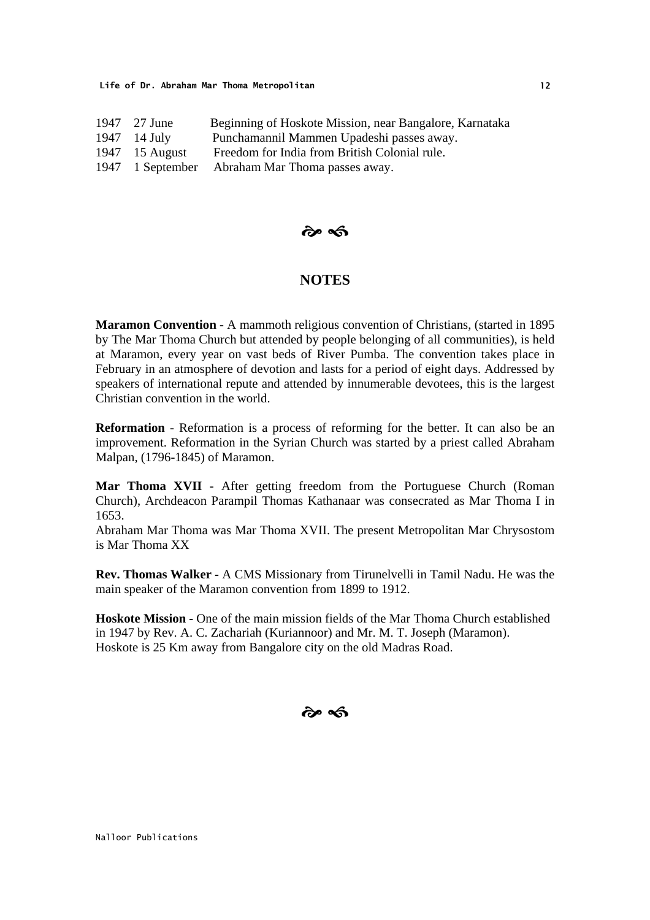| | | |
|---|---|---|
| 1947 | 27 June | Beginning of Hoskote Mission, near Bangalore, Karnataka |
| 1947 | 14 July | Punchamannil Mammen Upadeshi passes away. |
| 1947 | 15 August | Freedom for India from British Colonial rule. |
| 1947 | 1 September | Abraham Mar Thoma passes away. |

## NOTES

**Maramon Convention -** A mammoth religious convention of Christians, (started in 1895 by The Mar Thoma Church but attended by people belonging of all communities), is held at Maramon, every year on vast beds of River Pumba. The convention takes place in February in an atmosphere of devotion and lasts for a period of eight days. Addressed by speakers of international repute and attended by innumerable devotees, this is the largest Christian convention in the world.

**Reformation** - Reformation is a process of reforming for the better. It can also be an improvement. Reformation in the Syrian Church was started by a priest called Abraham Malpan, (1796-1845) of Maramon.

**Mar Thoma XVII** - After getting freedom from the Portuguese Church (Roman Church), Archdeacon Parampil Thomas Kathanaar was consecrated as Mar Thoma I in 1653.
Abraham Mar Thoma was Mar Thoma XVII. The present Metropolitan Mar Chrysostom is Mar Thoma XX

**Rev. Thomas Walker -** A CMS Missionary from Tirunelvelli in Tamil Nadu. He was the main speaker of the Maramon convention from 1899 to 1912.

**Hoskote Mission -** One of the main mission fields of the Mar Thoma Church established in 1947 by Rev. A. C. Zachariah (Kuriannoor) and Mr. M. T. Joseph (Maramon). Hoskote is 25 Km away from Bangalore city on the old Madras Road.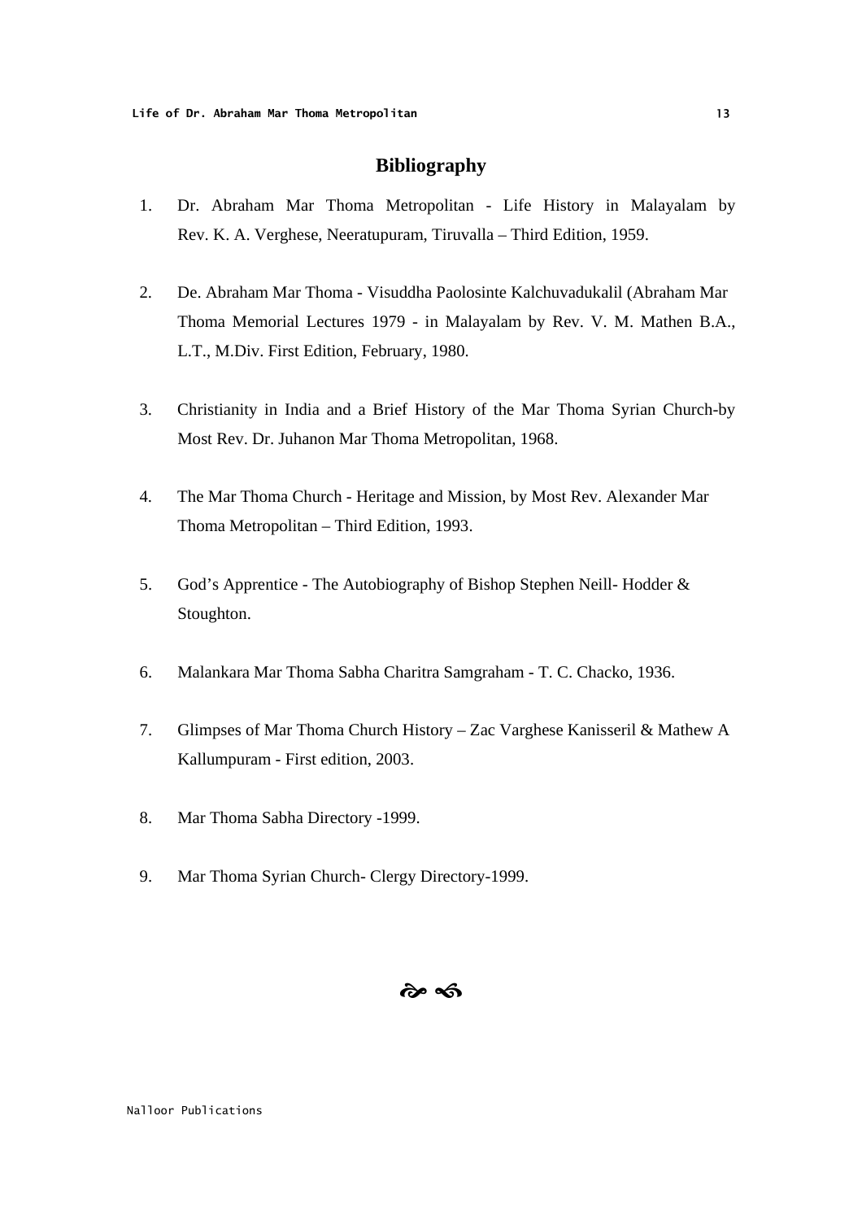## Bibliography

1. Dr. Abraham Mar Thoma Metropolitan - Life History in Malayalam by Rev. K. A. Verghese, Neeratupuram, Tiruvalla – Third Edition, 1959.

2. De. Abraham Mar Thoma - Visuddha Paolosinte Kalchuvadukalil (Abraham Mar Thoma Memorial Lectures 1979 - in Malayalam by Rev. V. M. Mathen B.A., L.T., M.Div. First Edition, February, 1980.

3. Christianity in India and a Brief History of the Mar Thoma Syrian Church-by Most Rev. Dr. Juhanon Mar Thoma Metropolitan, 1968.

4. The Mar Thoma Church - Heritage and Mission, by Most Rev. Alexander Mar Thoma Metropolitan – Third Edition, 1993.

5. God's Apprentice - The Autobiography of Bishop Stephen Neill- Hodder & Stoughton.

6. Malankara Mar Thoma Sabha Charitra Samgraham - T. C. Chacko, 1936.

7. Glimpses of Mar Thoma Church History – Zac Varghese Kanisseril & Mathew A Kallumpuram - First edition, 2003.

8. Mar Thoma Sabha Directory -1999.

9. Mar Thoma Syrian Church- Clergy Directory-1999.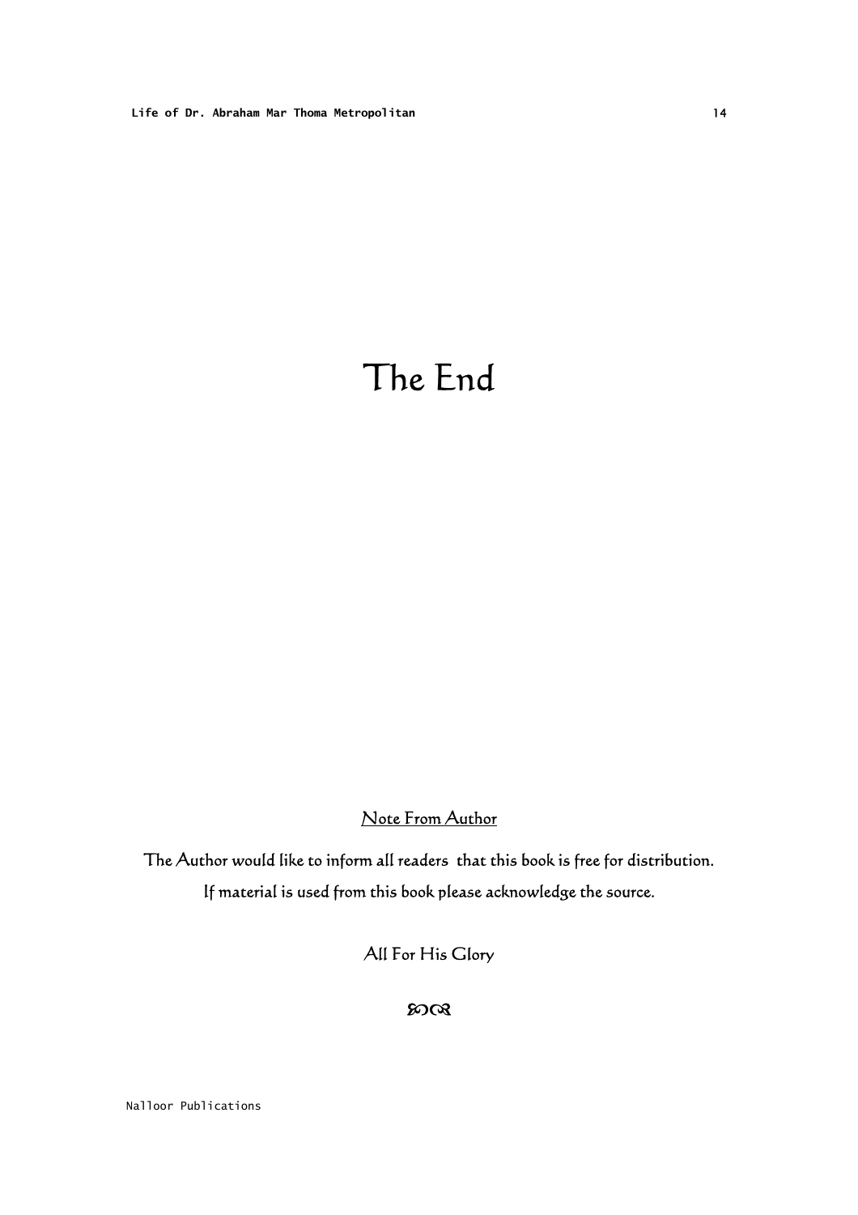# The End

Note From Author

The Author would like to inform all readers that this book is free for distribution.
If material is used from this book please acknowledge the source.

All For His Glory

ꕥ